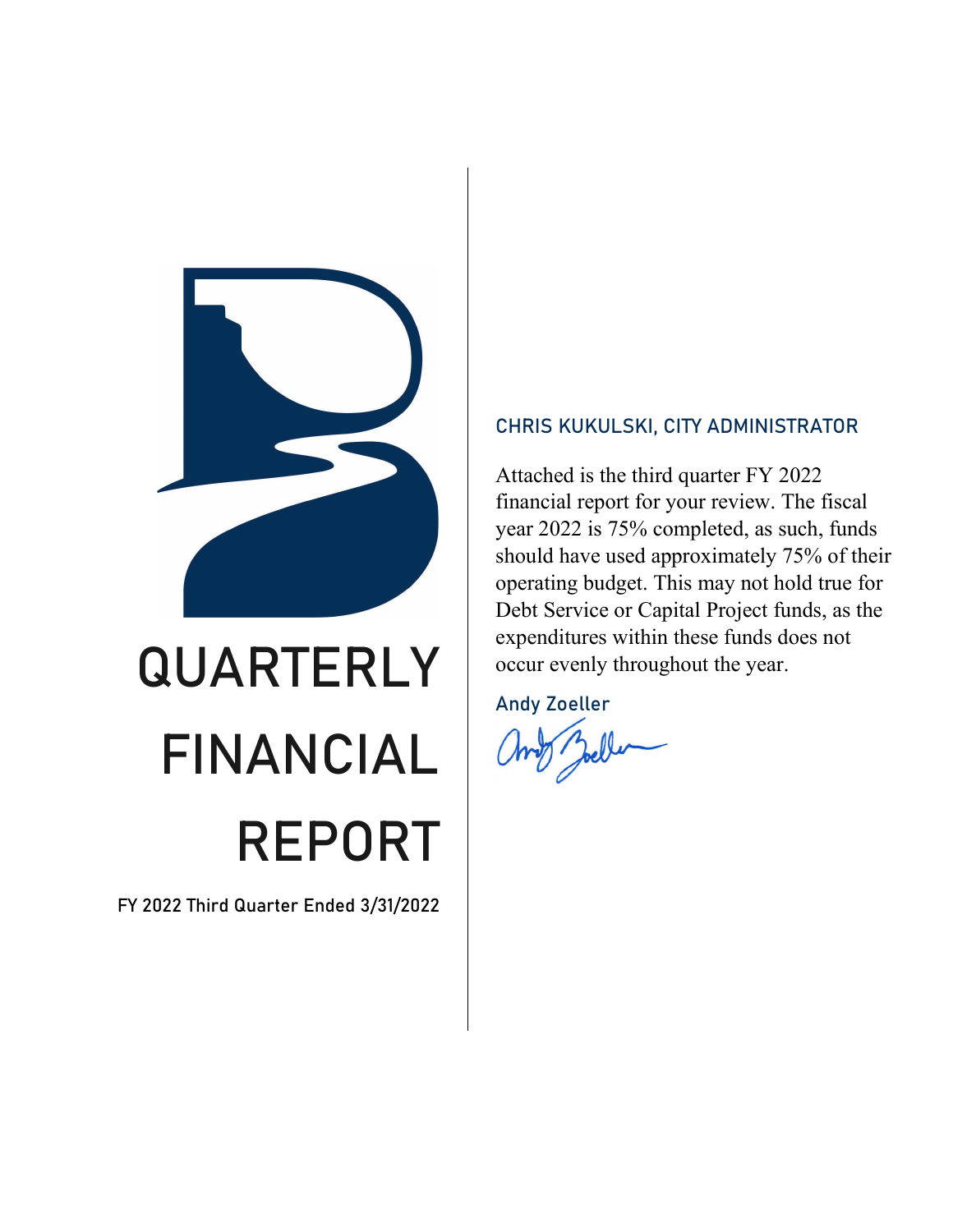# QUARTERLY FINANCIAL REPORT

**FY 2022 Third Quarter Ended 3/31/2022**

## CHRIS KUKULSKI, CITY ADMINISTRATOR

Attached is the third quarter FY 2022 financial report for your review. The fiscal year 2022 is 75% completed, as such, funds should have used approximately 75% of their operating budget. This may not hold true for Debt Service or Capital Project funds, as the expenditures within these funds does not occur evenly throughout the year.

Andy Zoeller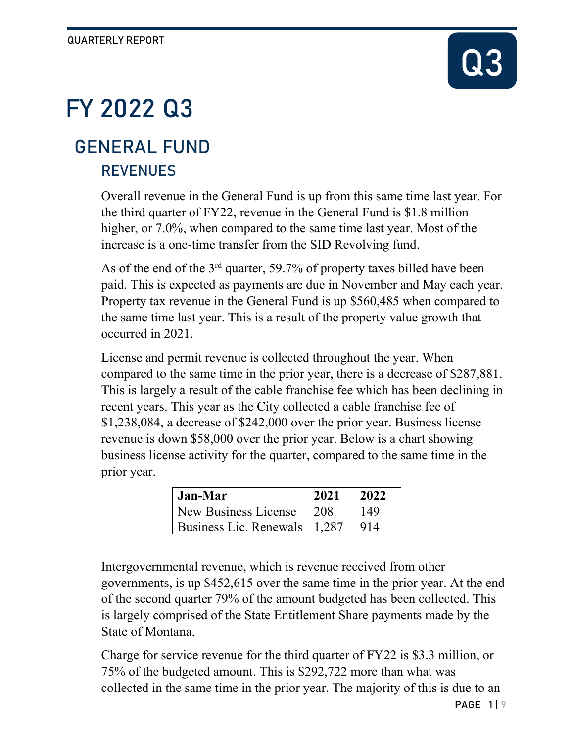# FY 2022 Q3

## GENERAL FUND

### REVENUES

Overall revenue in the General Fund is up from this same time last year. For the third quarter of FY22, revenue in the General Fund is $1.8 million higher, or 7.0%, when compared to the same time last year. Most of the increase is a one-time transfer from the SID Revolving fund.

As of the end of the 3rd quarter, 59.7% of property taxes billed have been paid. This is expected as payments are due in November and May each year. Property tax revenue in the General Fund is up $560,485 when compared to the same time last year. This is a result of the property value growth that occurred in 2021.

License and permit revenue is collected throughout the year. When compared to the same time in the prior year, there is a decrease of $287,881. This is largely a result of the cable franchise fee which has been declining in recent years. This year as the City collected a cable franchise fee of $1,238,084, a decrease of $242,000 over the prior year. Business license revenue is down $58,000 over the prior year. Below is a chart showing business license activity for the quarter, compared to the same time in the prior year.

| Jan-Mar | 2021 | 2022 |
|---|---|---|
| New Business License | 208 | 149 |
| Business Lic. Renewals | 1,287 | 914 |

Intergovernmental revenue, which is revenue received from other governments, is up $452,615 over the same time in the prior year. At the end of the second quarter 79% of the amount budgeted has been collected. This is largely comprised of the State Entitlement Share payments made by the State of Montana.

Charge for service revenue for the third quarter of FY22 is $3.3 million, or 75% of the budgeted amount. This is $292,722 more than what was collected in the same time in the prior year. The majority of this is due to an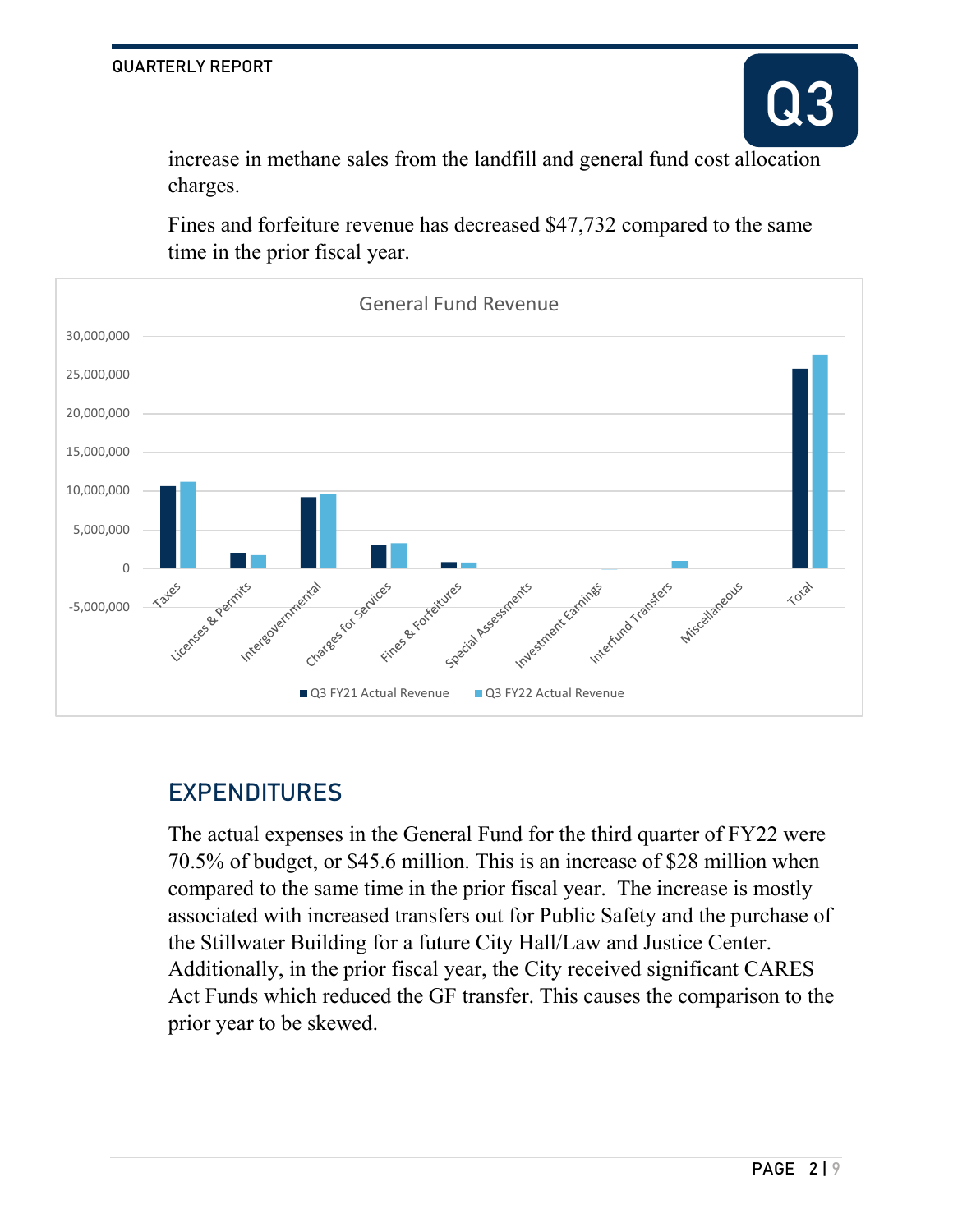increase in methane sales from the landfill and general fund cost allocation charges.

Fines and forfeiture revenue has decreased $47,732 compared to the same time in the prior fiscal year.

General Fund Revenue

30,000,000
25,000,000
20,000,000
15,000,000
10,000,000
5,000,000
0
-5,000,000

Taxes
Licenses & Permits
Intergovernmental
Charges for Services
Fines & Forfeitures
Special Assessments
Investment Earnings
Interfund Transfers
Miscellaneous
Total

Q3 FY21 Actual Revenue
Q3 FY22 Actual Revenue

## EXPENDITURES

The actual expenses in the General Fund for the third quarter of FY22 were 70.5% of budget, or $45.6 million. This is an increase of $28 million when compared to the same time in the prior fiscal year. The increase is mostly associated with increased transfers out for Public Safety and the purchase of the Stillwater Building for a future City Hall/Law and Justice Center. Additionally, in the prior fiscal year, the City received significant CARES Act Funds which reduced the GF transfer. This causes the comparison to the prior year to be skewed.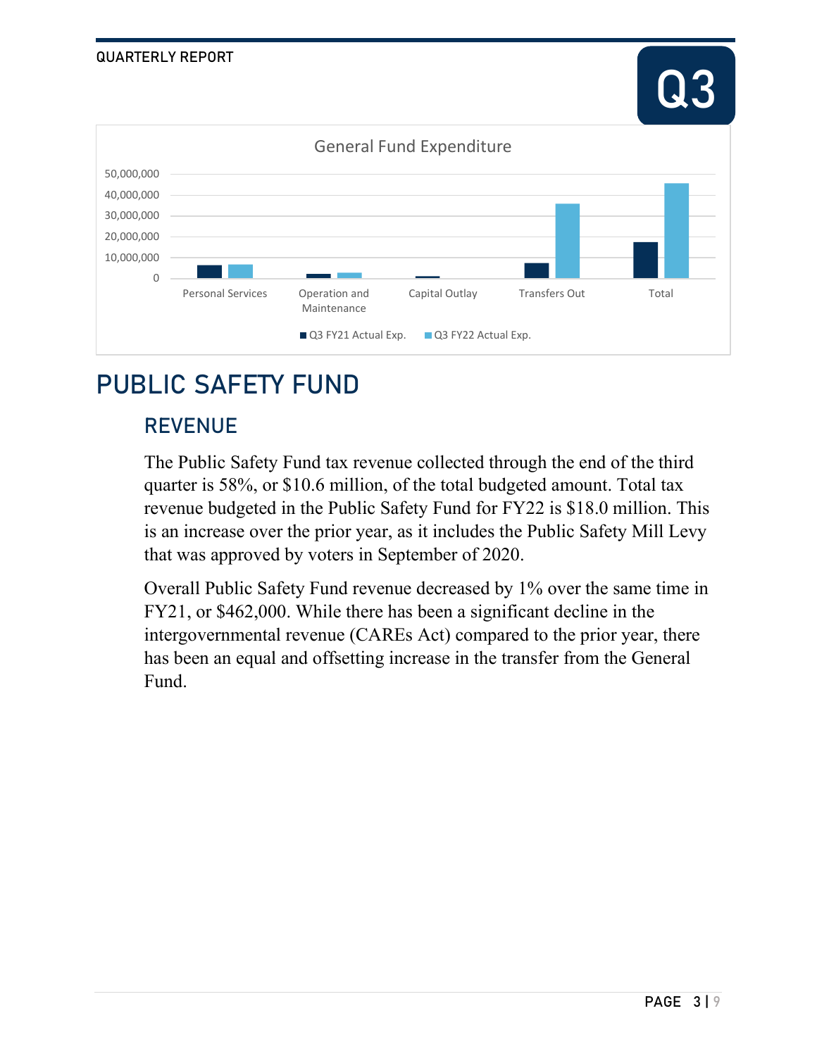General Fund Expenditure

50,000,000
40,000,000
30,000,000
20,000,000
10,000,000
0

Personal Services
Operation and Maintenance
Capital Outlay
Transfers Out
Total

Q3 FY21 Actual Exp.
Q3 FY22 Actual Exp.

# PUBLIC SAFETY FUND

## REVENUE

The Public Safety Fund tax revenue collected through the end of the third quarter is 58%, or $10.6 million, of the total budgeted amount. Total tax revenue budgeted in the Public Safety Fund for FY22 is $18.0 million. This is an increase over the prior year, as it includes the Public Safety Mill Levy that was approved by voters in September of 2020.

Overall Public Safety Fund revenue decreased by 1% over the same time in FY21, or $462,000. While there has been a significant decline in the intergovernmental revenue (CAREs Act) compared to the prior year, there has been an equal and offsetting increase in the transfer from the General Fund.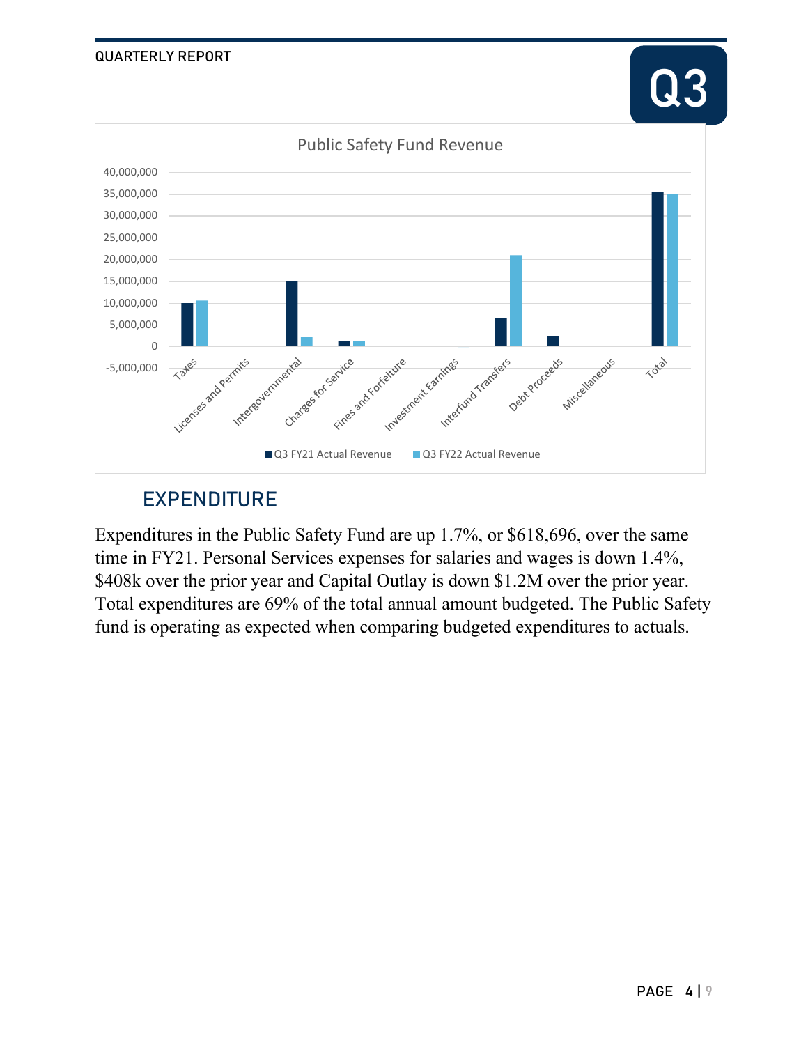Public Safety Fund Revenue

40,000,000
35,000,000
30,000,000
25,000,000
20,000,000
15,000,000
10,000,000
5,000,000
0
-5,000,000

Taxes
Licenses and Permits
Intergovernmental
Charges for Service
Fines and Forfeiture
Investment Earnings
Interfund Transfers
Debt Proceeds
Miscellaneous
Total

Q3 FY21 Actual Revenue
Q3 FY22 Actual Revenue

## EXPENDITURE

Expenditures in the Public Safety Fund are up 1.7%, or $618,696, over the same time in FY21. Personal Services expenses for salaries and wages is down 1.4%, $408k over the prior year and Capital Outlay is down $1.2M over the prior year. Total expenditures are 69% of the total annual amount budgeted. The Public Safety fund is operating as expected when comparing budgeted expenditures to actuals.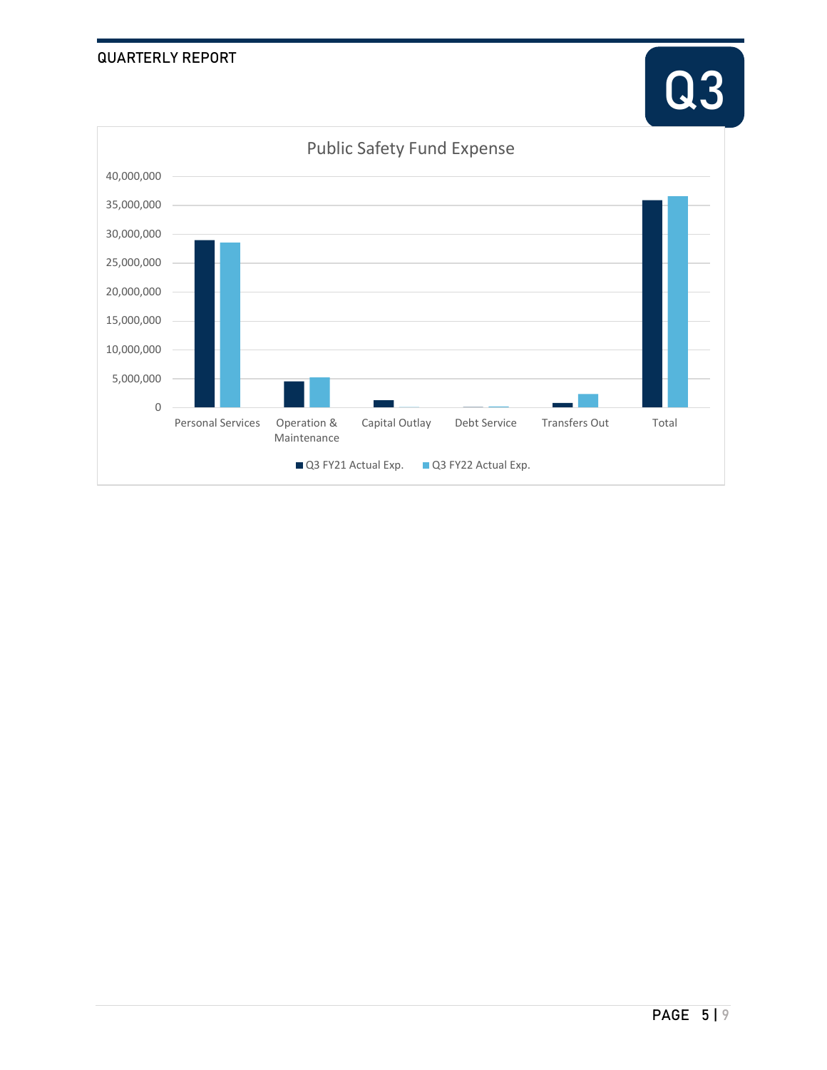Public Safety Fund Expense

40,000,000
35,000,000
30,000,000
25,000,000
20,000,000
15,000,000
10,000,000
5,000,000
0

Personal Services
Operation & Maintenance
Capital Outlay
Debt Service
Transfers Out
Total

Q3 FY21 Actual Exp.
Q3 FY22 Actual Exp.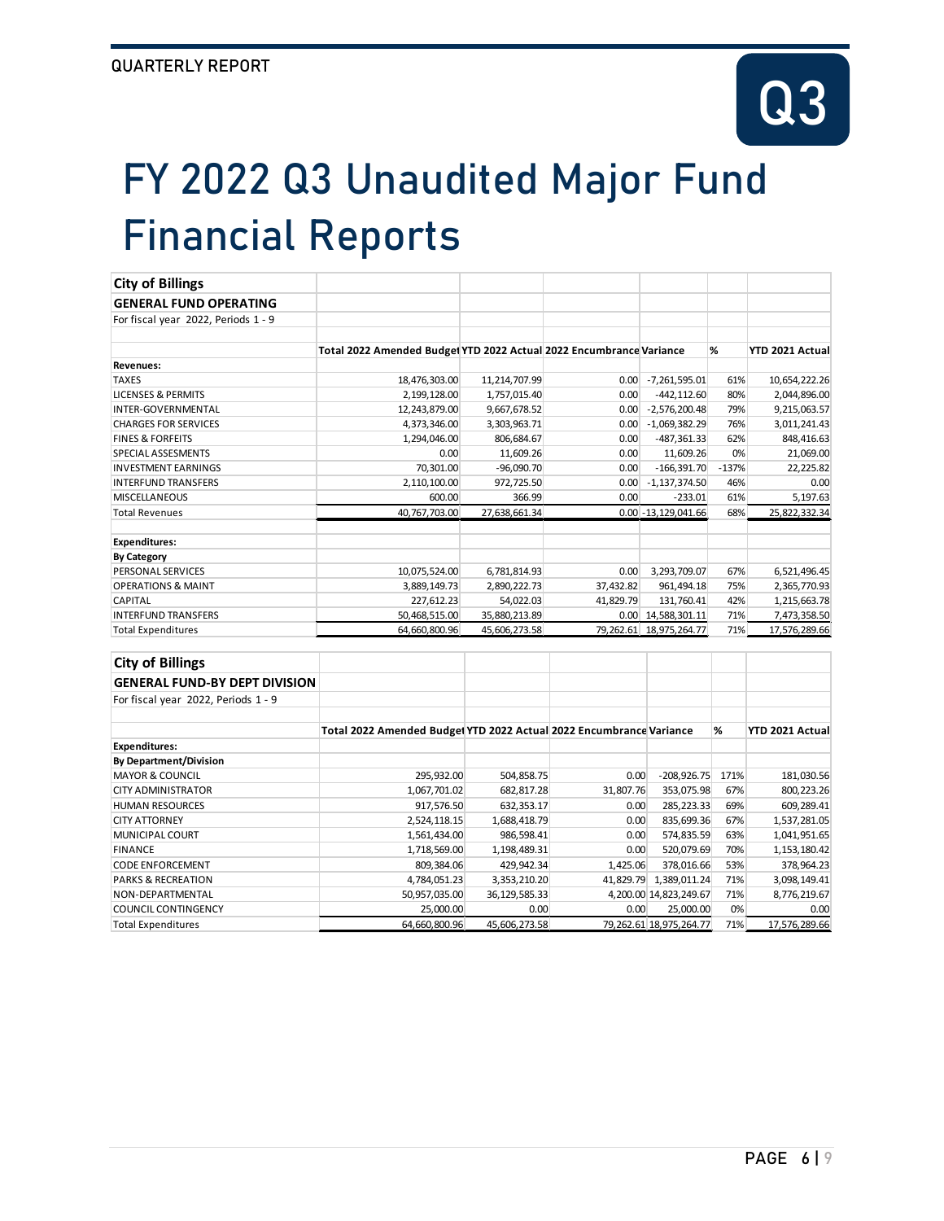QUARTERLY REPORT

Q3

# FY 2022 Q3 Unaudited Major Fund Financial Reports

| City of Billings | | | | | | |
|---|---|---|---|---|---|---|
| **GENERAL FUND OPERATING** | | | | | | |
| For fiscal year 2022, Periods 1 - 9 | | | | | | |
| | **Total 2022 Amended Budget** | **YTD 2022 Actual** | **2022 Encumbrance** | **Variance** | **%** | **YTD 2021 Actual** |
| **Revenues:** | | | | | | |
| TAXES | 18,476,303.00 | 11,214,707.99 | 0.00 | -7,261,595.01 | 61% | 10,654,222.26 |
| LICENSES & PERMITS | 2,199,128.00 | 1,757,015.40 | 0.00 | -442,112.60 | 80% | 2,044,896.00 |
| INTER-GOVERNMENTAL | 12,243,879.00 | 9,667,678.52 | 0.00 | -2,576,200.48 | 79% | 9,215,063.57 |
| CHARGES FOR SERVICES | 4,373,346.00 | 3,303,963.71 | 0.00 | -1,069,382.29 | 76% | 3,011,241.43 |
| FINES & FORFEITS | 1,294,046.00 | 806,684.67 | 0.00 | -487,361.33 | 62% | 848,416.63 |
| SPECIAL ASSESMENTS | 0.00 | 11,609.26 | 0.00 | 11,609.26 | 0% | 21,069.00 |
| INVESTMENT EARNINGS | 70,301.00 | -96,090.70 | 0.00 | -166,391.70 | -137% | 22,225.82 |
| INTERFUND TRANSFERS | 2,110,100.00 | 972,725.50 | 0.00 | -1,137,374.50 | 46% | 0.00 |
| MISCELLANEOUS | 600.00 | 366.99 | 0.00 | -233.01 | 61% | 5,197.63 |
| Total Revenues | 40,767,703.00 | 27,638,661.34 | 0.00 | -13,129,041.66 | 68% | 25,822,332.34 |
| **Expenditures:** | | | | | | |
| **By Category** | | | | | | |
| PERSONAL SERVICES | 10,075,524.00 | 6,781,814.93 | 0.00 | 3,293,709.07 | 67% | 6,521,496.45 |
| OPERATIONS & MAINT | 3,889,149.73 | 2,890,222.73 | 37,432.82 | 961,494.18 | 75% | 2,365,770.93 |
| CAPITAL | 227,612.23 | 54,022.03 | 41,829.79 | 131,760.41 | 42% | 1,215,663.78 |
| INTERFUND TRANSFERS | 50,468,515.00 | 35,880,213.89 | 0.00 | 14,588,301.11 | 71% | 7,473,358.50 |
| Total Expenditures | 64,660,800.96 | 45,606,273.58 | 79,262.61 | 18,975,264.77 | 71% | 17,576,289.66 |

| City of Billings | | | | | | |
|---|---|---|---|---|---|---|
| **GENERAL FUND-BY DEPT DIVISION** | | | | | | |
| For fiscal year 2022, Periods 1 - 9 | | | | | | |
| | **Total 2022 Amended Budget** | **YTD 2022 Actual** | **2022 Encumbrance** | **Variance** | **%** | **YTD 2021 Actual** |
| **Expenditures:** | | | | | | |
| **By Department/Division** | | | | | | |
| MAYOR & COUNCIL | 295,932.00 | 504,858.75 | 0.00 | -208,926.75 | 171% | 181,030.56 |
| CITY ADMINISTRATOR | 1,067,701.02 | 682,817.28 | 31,807.76 | 353,075.98 | 67% | 800,223.26 |
| HUMAN RESOURCES | 917,576.50 | 632,353.17 | 0.00 | 285,223.33 | 69% | 609,289.41 |
| CITY ATTORNEY | 2,524,118.15 | 1,688,418.79 | 0.00 | 835,699.36 | 67% | 1,537,281.05 |
| MUNICIPAL COURT | 1,561,434.00 | 986,598.41 | 0.00 | 574,835.59 | 63% | 1,041,951.65 |
| FINANCE | 1,718,569.00 | 1,198,489.31 | 0.00 | 520,079.69 | 70% | 1,153,180.42 |
| CODE ENFORCEMENT | 809,384.06 | 429,942.34 | 1,425.06 | 378,016.66 | 53% | 378,964.23 |
| PARKS & RECREATION | 4,784,051.23 | 3,353,210.20 | 41,829.79 | 1,389,011.24 | 71% | 3,098,149.41 |
| NON-DEPARTMENTAL | 50,957,035.00 | 36,129,585.33 | 4,200.00 | 14,823,249.67 | 71% | 8,776,219.67 |
| COUNCIL CONTINGENCY | 25,000.00 | 0.00 | 0.00 | 25,000.00 | 0% | 0.00 |
| Total Expenditures | 64,660,800.96 | 45,606,273.58 | 79,262.61 | 18,975,264.77 | 71% | 17,576,289.66 |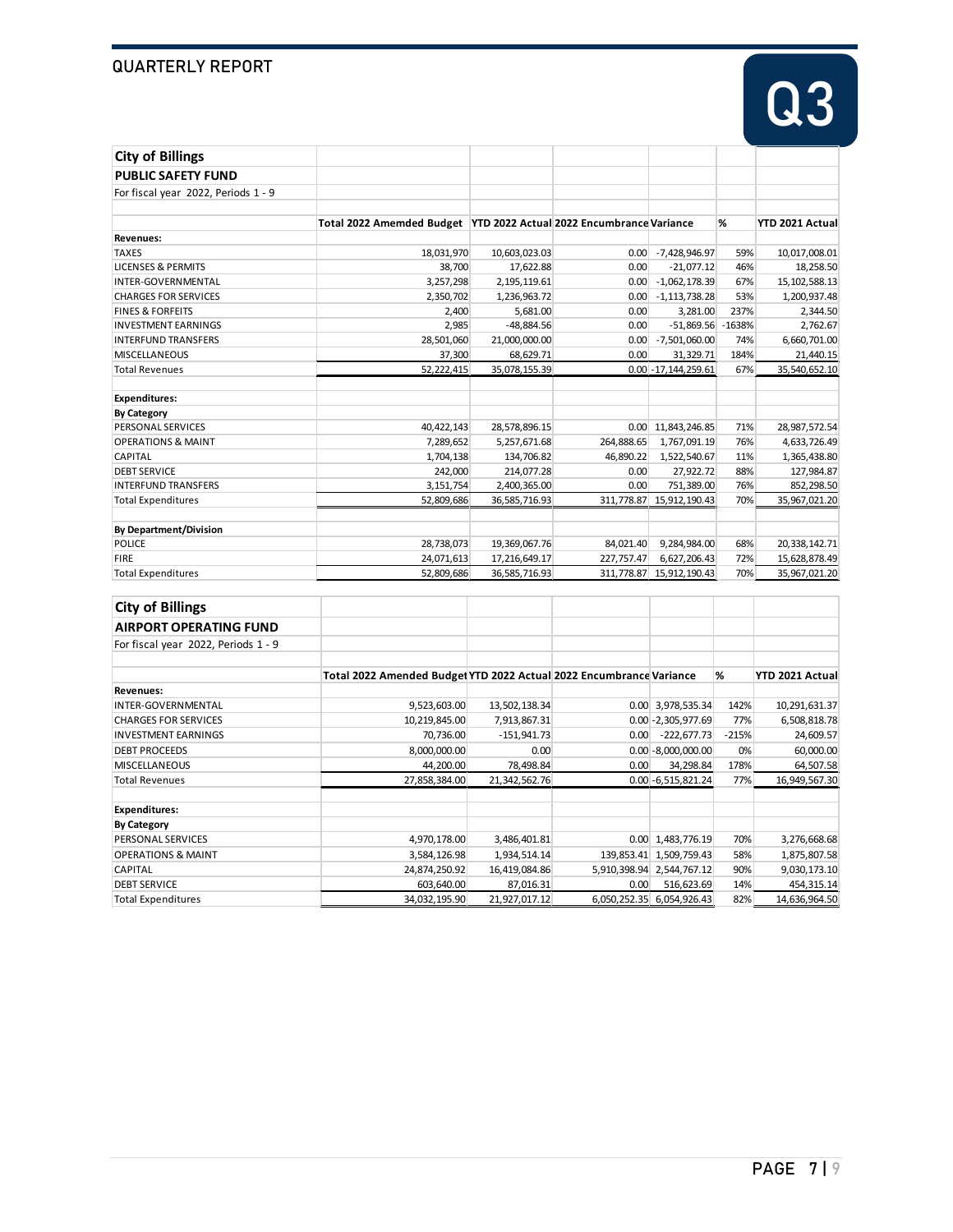## City of Billings

### PUBLIC SAFETY FUND

For fiscal year 2022, Periods 1 - 9

| | Total 2022 Amemded Budget | YTD 2022 Actual | 2022 Encumbrance | Variance | % | YTD 2021 Actual |
|---|---|---|---|---|---|---|
| **Revenues:** | | | | | | |
| TAXES | 18,031,970 | 10,603,023.03 | 0.00 | -7,428,946.97 | 59% | 10,017,008.01 |
| LICENSES & PERMITS | 38,700 | 17,622.88 | 0.00 | -21,077.12 | 46% | 18,258.50 |
| INTER-GOVERNMENTAL | 3,257,298 | 2,195,119.61 | 0.00 | -1,062,178.39 | 67% | 15,102,588.13 |
| CHARGES FOR SERVICES | 2,350,702 | 1,236,963.72 | 0.00 | -1,113,738.28 | 53% | 1,200,937.48 |
| FINES & FORFEITS | 2,400 | 5,681.00 | 0.00 | 3,281.00 | 237% | 2,344.50 |
| INVESTMENT EARNINGS | 2,985 | -48,884.56 | 0.00 | -51,869.56 | -1638% | 2,762.67 |
| INTERFUND TRANSFERS | 28,501,060 | 21,000,000.00 | 0.00 | -7,501,060.00 | 74% | 6,660,701.00 |
| MISCELLANEOUS | 37,300 | 68,629.71 | 0.00 | 31,329.71 | 184% | 21,440.15 |
| Total Revenues | 52,222,415 | 35,078,155.39 | 0.00 | -17,144,259.61 | 67% | 35,540,652.10 |
| | | | | | | |
| **Expenditures:** | | | | | | |
| **By Category** | | | | | | |
| PERSONAL SERVICES | 40,422,143 | 28,578,896.15 | 0.00 | 11,843,246.85 | 71% | 28,987,572.54 |
| OPERATIONS & MAINT | 7,289,652 | 5,257,671.68 | 264,888.65 | 1,767,091.19 | 76% | 4,633,726.49 |
| CAPITAL | 1,704,138 | 134,706.82 | 46,890.22 | 1,522,540.67 | 11% | 1,365,438.80 |
| DEBT SERVICE | 242,000 | 214,077.28 | 0.00 | 27,922.72 | 88% | 127,984.87 |
| INTERFUND TRANSFERS | 3,151,754 | 2,400,365.00 | 0.00 | 751,389.00 | 76% | 852,298.50 |
| Total Expenditures | 52,809,686 | 36,585,716.93 | 311,778.87 | 15,912,190.43 | 70% | 35,967,021.20 |
| | | | | | | |
| **By Department/Division** | | | | | | |
| POLICE | 28,738,073 | 19,369,067.76 | 84,021.40 | 9,284,984.00 | 68% | 20,338,142.71 |
| FIRE | 24,071,613 | 17,216,649.17 | 227,757.47 | 6,627,206.43 | 72% | 15,628,878.49 |
| Total Expenditures | 52,809,686 | 36,585,716.93 | 311,778.87 | 15,912,190.43 | 70% | 35,967,021.20 |

## City of Billings

### AIRPORT OPERATING FUND

For fiscal year 2022, Periods 1 - 9

| | Total 2022 Amended Budget | YTD 2022 Actual | 2022 Encumbrance | Variance | % | YTD 2021 Actual |
|---|---|---|---|---|---|---|
| **Revenues:** | | | | | | |
| INTER-GOVERNMENTAL | 9,523,603.00 | 13,502,138.34 | 0.00 | 3,978,535.34 | 142% | 10,291,631.37 |
| CHARGES FOR SERVICES | 10,219,845.00 | 7,913,867.31 | 0.00 | -2,305,977.69 | 77% | 6,508,818.78 |
| INVESTMENT EARNINGS | 70,736.00 | -151,941.73 | 0.00 | -222,677.73 | -215% | 24,609.57 |
| DEBT PROCEEDS | 8,000,000.00 | 0.00 | 0.00 | -8,000,000.00 | 0% | 60,000.00 |
| MISCELLANEOUS | 44,200.00 | 78,498.84 | 0.00 | 34,298.84 | 178% | 64,507.58 |
| Total Revenues | 27,858,384.00 | 21,342,562.76 | 0.00 | -6,515,821.24 | 77% | 16,949,567.30 |
| | | | | | | |
| **Expenditures:** | | | | | | |
| **By Category** | | | | | | |
| PERSONAL SERVICES | 4,970,178.00 | 3,486,401.81 | 0.00 | 1,483,776.19 | 70% | 3,276,668.68 |
| OPERATIONS & MAINT | 3,584,126.98 | 1,934,514.14 | 139,853.41 | 1,509,759.43 | 58% | 1,875,807.58 |
| CAPITAL | 24,874,250.92 | 16,419,084.86 | 5,910,398.94 | 2,544,767.12 | 90% | 9,030,173.10 |
| DEBT SERVICE | 603,640.00 | 87,016.31 | 0.00 | 516,623.69 | 14% | 454,315.14 |
| Total Expenditures | 34,032,195.90 | 21,927,017.12 | 6,050,252.35 | 6,054,926.43 | 82% | 14,636,964.50 |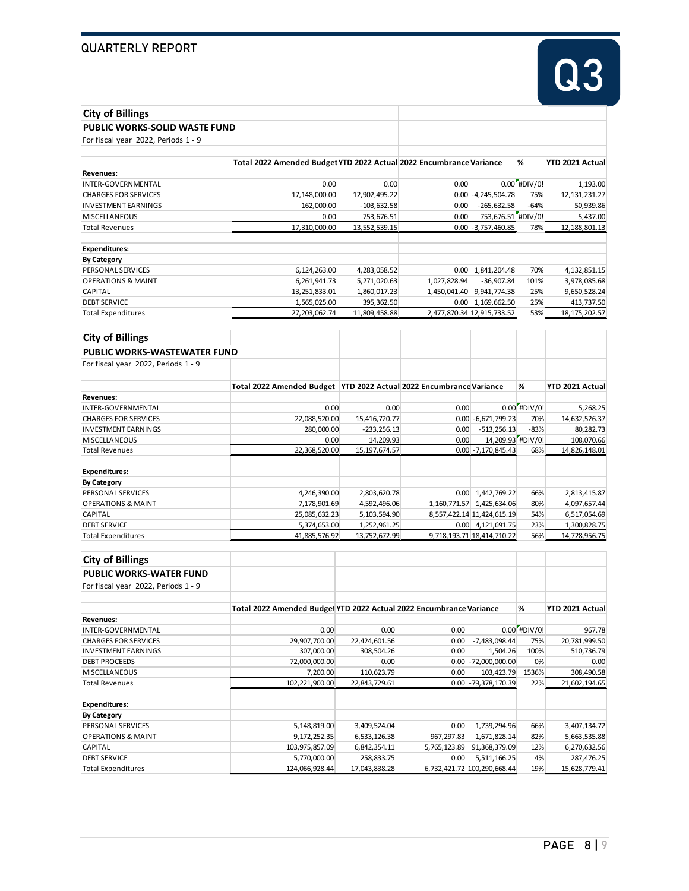## City of Billings

### PUBLIC WORKS-SOLID WASTE FUND

For fiscal year 2022, Periods 1 - 9

| | Total 2022 Amended Budget | YTD 2022 Actual | 2022 Encumbrance | Variance | % | YTD 2021 Actual |
|---|---|---|---|---|---|---|
| **Revenues:** | | | | | | |
| INTER-GOVERNMENTAL | 0.00 | 0.00 | 0.00 | 0.00 | #DIV/0! | 1,193.00 |
| CHARGES FOR SERVICES | 17,148,000.00 | 12,902,495.22 | 0.00 | -4,245,504.78 | 75% | 12,131,231.27 |
| INVESTMENT EARNINGS | 162,000.00 | -103,632.58 | 0.00 | -265,632.58 | -64% | 50,939.86 |
| MISCELLANEOUS | 0.00 | 753,676.51 | 0.00 | 753,676.51 | #DIV/0! | 5,437.00 |
| Total Revenues | 17,310,000.00 | 13,552,539.15 | 0.00 | -3,757,460.85 | 78% | 12,188,801.13 |
| | | | | | | |
| **Expenditures:** | | | | | | |
| **By Category** | | | | | | |
| PERSONAL SERVICES | 6,124,263.00 | 4,283,058.52 | 0.00 | 1,841,204.48 | 70% | 4,132,851.15 |
| OPERATIONS & MAINT | 6,261,941.73 | 5,271,020.63 | 1,027,828.94 | -36,907.84 | 101% | 3,978,085.68 |
| CAPITAL | 13,251,833.01 | 1,860,017.23 | 1,450,041.40 | 9,941,774.38 | 25% | 9,650,528.24 |
| DEBT SERVICE | 1,565,025.00 | 395,362.50 | 0.00 | 1,169,662.50 | 25% | 413,737.50 |
| Total Expenditures | 27,203,062.74 | 11,809,458.88 | 2,477,870.34 | 12,915,733.52 | 53% | 18,175,202.57 |

## City of Billings

### PUBLIC WORKS-WASTEWATER FUND

For fiscal year 2022, Periods 1 - 9

| | Total 2022 Amended Budget | YTD 2022 Actual | 2022 Encumbrance | Variance | % | YTD 2021 Actual |
|---|---|---|---|---|---|---|
| **Revenues:** | | | | | | |
| INTER-GOVERNMENTAL | 0.00 | 0.00 | 0.00 | 0.00 | #DIV/0! | 5,268.25 |
| CHARGES FOR SERVICES | 22,088,520.00 | 15,416,720.77 | 0.00 | -6,671,799.23 | 70% | 14,632,526.37 |
| INVESTMENT EARNINGS | 280,000.00 | -233,256.13 | 0.00 | -513,256.13 | -83% | 80,282.73 |
| MISCELLANEOUS | 0.00 | 14,209.93 | 0.00 | 14,209.93 | #DIV/0! | 108,070.66 |
| Total Revenues | 22,368,520.00 | 15,197,674.57 | 0.00 | -7,170,845.43 | 68% | 14,826,148.01 |
| | | | | | | |
| **Expenditures:** | | | | | | |
| **By Category** | | | | | | |
| PERSONAL SERVICES | 4,246,390.00 | 2,803,620.78 | 0.00 | 1,442,769.22 | 66% | 2,813,415.87 |
| OPERATIONS & MAINT | 7,178,901.69 | 4,592,496.06 | 1,160,771.57 | 1,425,634.06 | 80% | 4,097,657.44 |
| CAPITAL | 25,085,632.23 | 5,103,594.90 | 8,557,422.14 | 11,424,615.19 | 54% | 6,517,054.69 |
| DEBT SERVICE | 5,374,653.00 | 1,252,961.25 | 0.00 | 4,121,691.75 | 23% | 1,300,828.75 |
| Total Expenditures | 41,885,576.92 | 13,752,672.99 | 9,718,193.71 | 18,414,710.22 | 56% | 14,728,956.75 |

## City of Billings

### PUBLIC WORKS-WATER FUND

For fiscal year 2022, Periods 1 - 9

| | Total 2022 Amended Budget | YTD 2022 Actual | 2022 Encumbrance | Variance | % | YTD 2021 Actual |
|---|---|---|---|---|---|---|
| **Revenues:** | | | | | | |
| INTER-GOVERNMENTAL | 0.00 | 0.00 | 0.00 | 0.00 | #DIV/0! | 967.78 |
| CHARGES FOR SERVICES | 29,907,700.00 | 22,424,601.56 | 0.00 | -7,483,098.44 | 75% | 20,781,999.50 |
| INVESTMENT EARNINGS | 307,000.00 | 308,504.26 | 0.00 | 1,504.26 | 100% | 510,736.79 |
| DEBT PROCEEDS | 72,000,000.00 | 0.00 | 0.00 | -72,000,000.00 | 0% | 0.00 |
| MISCELLANEOUS | 7,200.00 | 110,623.79 | 0.00 | 103,423.79 | 1536% | 308,490.58 |
| Total Revenues | 102,221,900.00 | 22,843,729.61 | 0.00 | -79,378,170.39 | 22% | 21,602,194.65 |
| | | | | | | |
| **Expenditures:** | | | | | | |
| **By Category** | | | | | | |
| PERSONAL SERVICES | 5,148,819.00 | 3,409,524.04 | 0.00 | 1,739,294.96 | 66% | 3,407,134.72 |
| OPERATIONS & MAINT | 9,172,252.35 | 6,533,126.38 | 967,297.83 | 1,671,828.14 | 82% | 5,663,535.88 |
| CAPITAL | 103,975,857.09 | 6,842,354.11 | 5,765,123.89 | 91,368,379.09 | 12% | 6,270,632.56 |
| DEBT SERVICE | 5,770,000.00 | 258,833.75 | 0.00 | 5,511,166.25 | 4% | 287,476.25 |
| Total Expenditures | 124,066,928.44 | 17,043,838.28 | 6,732,421.72 | 100,290,668.44 | 19% | 15,628,779.41 |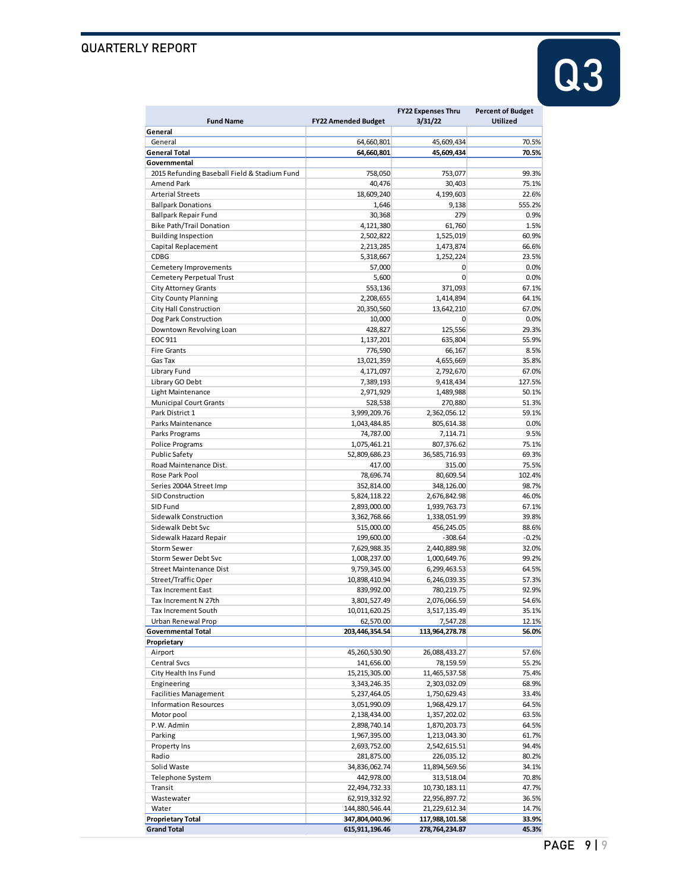| Fund Name | FY22 Amended Budget | FY22 Expenses Thru 3/31/22 | Percent of Budget Utilized |
|---|---|---|---|
| **General** | | | |
| General | 64,660,801 | 45,609,434 | 70.5% |
| **General Total** | **64,660,801** | **45,609,434** | **70.5%** |
| **Governmental** | | | |
| 2015 Refunding Baseball Field & Stadium Fund | 758,050 | 753,077 | 99.3% |
| Amend Park | 40,476 | 30,403 | 75.1% |
| Arterial Streets | 18,609,240 | 4,199,603 | 22.6% |
| Ballpark Donations | 1,646 | 9,138 | 555.2% |
| Ballpark Repair Fund | 30,368 | 279 | 0.9% |
| Bike Path/Trail Donation | 4,121,380 | 61,760 | 1.5% |
| Building Inspection | 2,502,822 | 1,525,019 | 60.9% |
| Capital Replacement | 2,213,285 | 1,473,874 | 66.6% |
| CDBG | 5,318,667 | 1,252,224 | 23.5% |
| Cemetery Improvements | 57,000 | 0 | 0.0% |
| Cemetery Perpetual Trust | 5,600 | 0 | 0.0% |
| City Attorney Grants | 553,136 | 371,093 | 67.1% |
| City County Planning | 2,208,655 | 1,414,894 | 64.1% |
| City Hall Construction | 20,350,560 | 13,642,210 | 67.0% |
| Dog Park Construction | 10,000 | 0 | 0.0% |
| Downtown Revolving Loan | 428,827 | 125,556 | 29.3% |
| EOC 911 | 1,137,201 | 635,804 | 55.9% |
| Fire Grants | 776,590 | 66,167 | 8.5% |
| Gas Tax | 13,021,359 | 4,655,669 | 35.8% |
| Library Fund | 4,171,097 | 2,792,670 | 67.0% |
| Library GO Debt | 7,389,193 | 9,418,434 | 127.5% |
| Light Maintenance | 2,971,929 | 1,489,988 | 50.1% |
| Municipal Court Grants | 528,538 | 270,880 | 51.3% |
| Park District 1 | 3,999,209.76 | 2,362,056.12 | 59.1% |
| Parks Maintenance | 1,043,484.85 | 805,614.38 | 0.0% |
| Parks Programs | 74,787.00 | 7,114.71 | 9.5% |
| Police Programs | 1,075,461.21 | 807,376.62 | 75.1% |
| Public Safety | 52,809,686.23 | 36,585,716.93 | 69.3% |
| Road Maintenance Dist. | 417.00 | 315.00 | 75.5% |
| Rose Park Pool | 78,696.74 | 80,609.54 | 102.4% |
| Series 2004A Street Imp | 352,814.00 | 348,126.00 | 98.7% |
| SID Construction | 5,824,118.22 | 2,676,842.98 | 46.0% |
| SID Fund | 2,893,000.00 | 1,939,763.73 | 67.1% |
| Sidewalk Construction | 3,362,768.66 | 1,338,051.99 | 39.8% |
| Sidewalk Debt Svc | 515,000.00 | 456,245.05 | 88.6% |
| Sidewalk Hazard Repair | 199,600.00 | -308.64 | -0.2% |
| Storm Sewer | 7,629,988.35 | 2,440,889.98 | 32.0% |
| Storm Sewer Debt Svc | 1,008,237.00 | 1,000,649.76 | 99.2% |
| Street Maintenance Dist | 9,759,345.00 | 6,299,463.53 | 64.5% |
| Street/Traffic Oper | 10,898,410.94 | 6,246,039.35 | 57.3% |
| Tax Increment East | 839,992.00 | 780,219.75 | 92.9% |
| Tax Increment N 27th | 3,801,527.49 | 2,076,066.59 | 54.6% |
| Tax Increment South | 10,011,620.25 | 3,517,135.49 | 35.1% |
| Urban Renewal Prop | 62,570.00 | 7,547.28 | 12.1% |
| **Governmental Total** | **203,446,354.54** | **113,964,278.78** | **56.0%** |
| **Proprietary** | | | |
| Airport | 45,260,530.90 | 26,088,433.27 | 57.6% |
| Central Svcs | 141,656.00 | 78,159.59 | 55.2% |
| City Health Ins Fund | 15,215,305.00 | 11,465,537.58 | 75.4% |
| Engineering | 3,343,246.35 | 2,303,032.09 | 68.9% |
| Facilities Management | 5,237,464.05 | 1,750,629.43 | 33.4% |
| Information Resources | 3,051,990.09 | 1,968,429.17 | 64.5% |
| Motor pool | 2,138,434.00 | 1,357,202.02 | 63.5% |
| P.W. Admin | 2,898,740.14 | 1,870,203.73 | 64.5% |
| Parking | 1,967,395.00 | 1,213,043.30 | 61.7% |
| Property Ins | 2,693,752.00 | 2,542,615.51 | 94.4% |
| Radio | 281,875.00 | 226,035.12 | 80.2% |
| Solid Waste | 34,836,062.74 | 11,894,569.56 | 34.1% |
| Telephone System | 442,978.00 | 313,518.04 | 70.8% |
| Transit | 22,494,732.33 | 10,730,183.11 | 47.7% |
| Wastewater | 62,919,332.92 | 22,956,897.72 | 36.5% |
| Water | 144,880,546.44 | 21,229,612.34 | 14.7% |
| **Proprietary Total** | **347,804,040.96** | **117,988,101.58** | **33.9%** |
| **Grand Total** | **615,911,196.46** | **278,764,234.87** | **45.3%** |